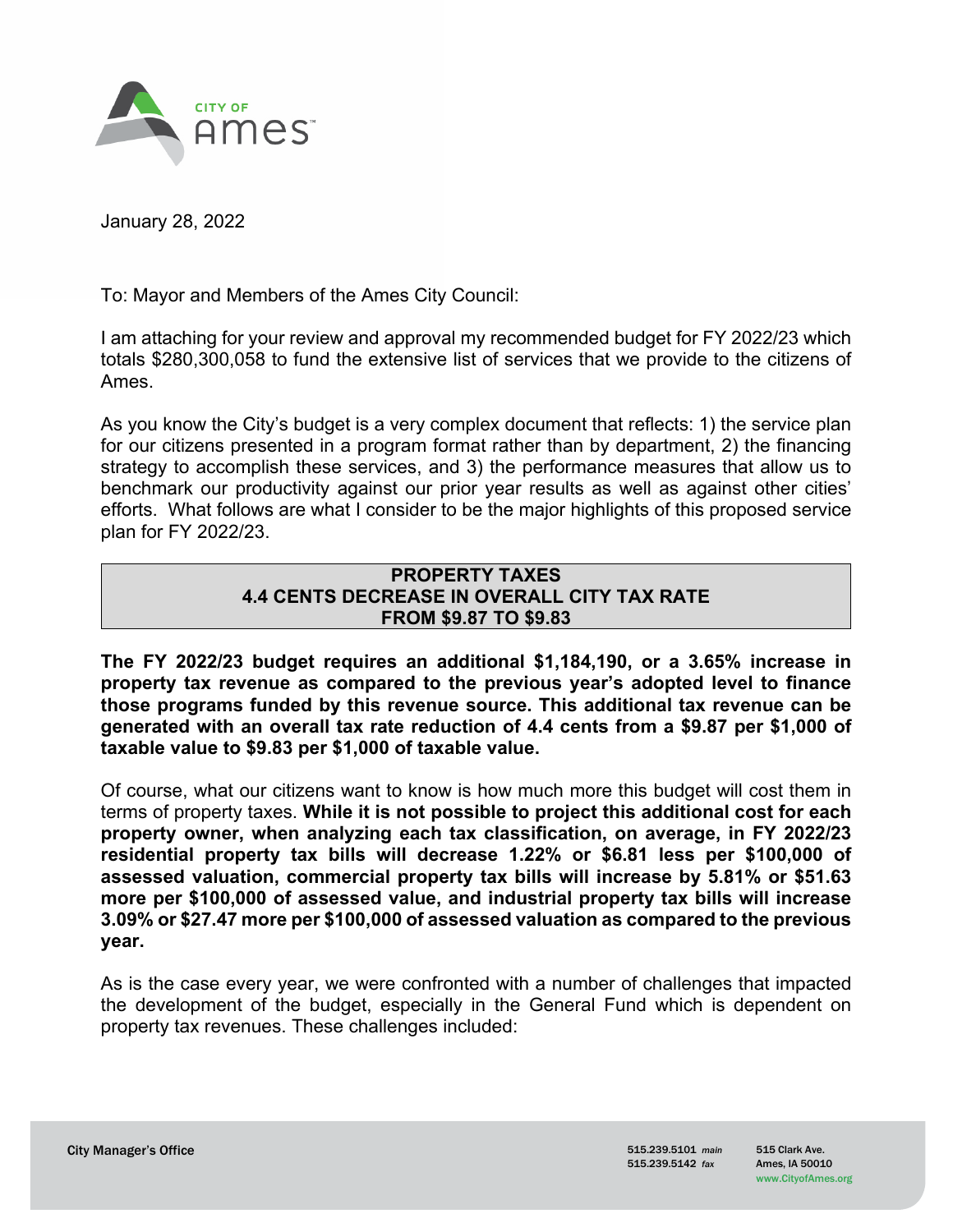January 28, 2022

To: Mayor and Members of the Ames City Council:

I am attaching for your review and approval my recommended budget for FY 2022/23 which totals $280,300,058 to fund the extensive list of services that we provide to the citizens of Ames.

As you know the City's budget is a very complex document that reflects: 1) the service plan for our citizens presented in a program format rather than by department, 2) the financing strategy to accomplish these services, and 3) the performance measures that allow us to benchmark our productivity against our prior year results as well as against other cities' efforts. What follows are what I consider to be the major highlights of this proposed service plan for FY 2022/23.

## PROPERTY TAXES
## 4.4 CENTS DECREASE IN OVERALL CITY TAX RATE
## FROM $9.87 TO $9.83

**The FY 2022/23 budget requires an additional $1,184,190, or a 3.65% increase in property tax revenue as compared to the previous year's adopted level to finance those programs funded by this revenue source. This additional tax revenue can be generated with an overall tax rate reduction of 4.4 cents from a $9.87 per $1,000 of taxable value to $9.83 per $1,000 of taxable value.**

Of course, what our citizens want to know is how much more this budget will cost them in terms of property taxes. **While it is not possible to project this additional cost for each property owner, when analyzing each tax classification, on average, in FY 2022/23 residential property tax bills will decrease 1.22% or $6.81 less per $100,000 of assessed valuation, commercial property tax bills will increase by 5.81% or $51.63 more per $100,000 of assessed value, and industrial property tax bills will increase 3.09% or $27.47 more per $100,000 of assessed valuation as compared to the previous year.**

As is the case every year, we were confronted with a number of challenges that impacted the development of the budget, especially in the General Fund which is dependent on property tax revenues. These challenges included: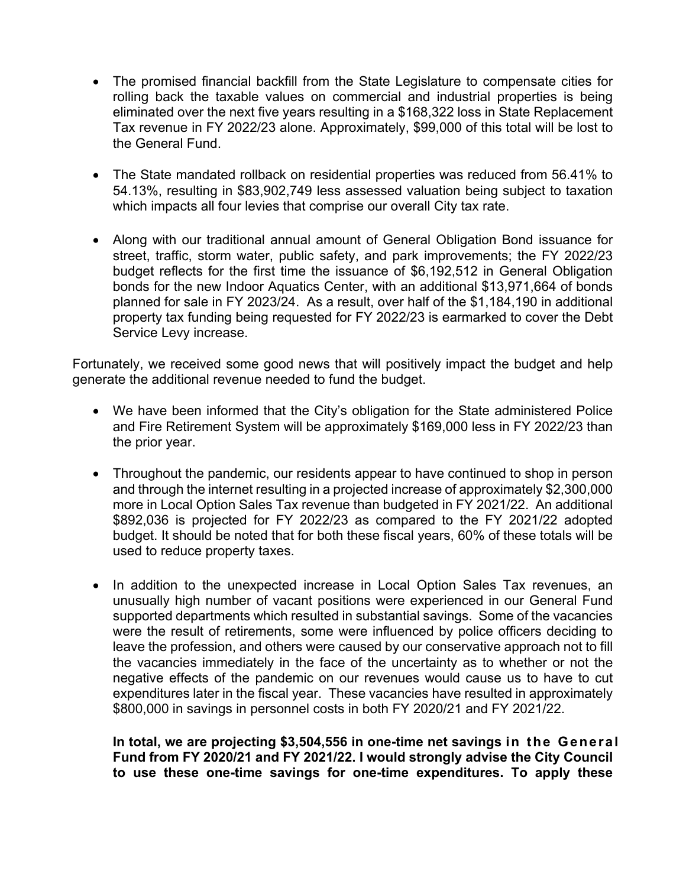- The promised financial backfill from the State Legislature to compensate cities for rolling back the taxable values on commercial and industrial properties is being eliminated over the next five years resulting in a $168,322 loss in State Replacement Tax revenue in FY 2022/23 alone. Approximately, $99,000 of this total will be lost to the General Fund.

- The State mandated rollback on residential properties was reduced from 56.41% to 54.13%, resulting in $83,902,749 less assessed valuation being subject to taxation which impacts all four levies that comprise our overall City tax rate.

- Along with our traditional annual amount of General Obligation Bond issuance for street, traffic, storm water, public safety, and park improvements; the FY 2022/23 budget reflects for the first time the issuance of $6,192,512 in General Obligation bonds for the new Indoor Aquatics Center, with an additional $13,971,664 of bonds planned for sale in FY 2023/24. As a result, over half of the $1,184,190 in additional property tax funding being requested for FY 2022/23 is earmarked to cover the Debt Service Levy increase.

Fortunately, we received some good news that will positively impact the budget and help generate the additional revenue needed to fund the budget.

- We have been informed that the City's obligation for the State administered Police and Fire Retirement System will be approximately $169,000 less in FY 2022/23 than the prior year.

- Throughout the pandemic, our residents appear to have continued to shop in person and through the internet resulting in a projected increase of approximately $2,300,000 more in Local Option Sales Tax revenue than budgeted in FY 2021/22. An additional $892,036 is projected for FY 2022/23 as compared to the FY 2021/22 adopted budget. It should be noted that for both these fiscal years, 60% of these totals will be used to reduce property taxes.

- In addition to the unexpected increase in Local Option Sales Tax revenues, an unusually high number of vacant positions were experienced in our General Fund supported departments which resulted in substantial savings. Some of the vacancies were the result of retirements, some were influenced by police officers deciding to leave the profession, and others were caused by our conservative approach not to fill the vacancies immediately in the face of the uncertainty as to whether or not the negative effects of the pandemic on our revenues would cause us to have to cut expenditures later in the fiscal year. These vacancies have resulted in approximately $800,000 in savings in personnel costs in both FY 2020/21 and FY 2021/22.

  **In total, we are projecting $3,504,556 in one-time net savings in the General Fund from FY 2020/21 and FY 2021/22. I would strongly advise the City Council to use these one-time savings for one-time expenditures. To apply these**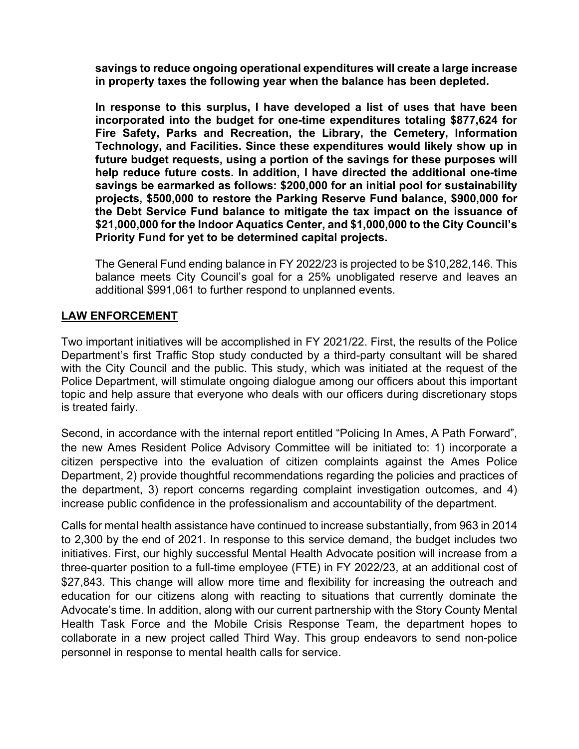**savings to reduce ongoing operational expenditures will create a large increase in property taxes the following year when the balance has been depleted.**

**In response to this surplus, I have developed a list of uses that have been incorporated into the budget for one-time expenditures totaling $877,624 for Fire Safety, Parks and Recreation, the Library, the Cemetery, Information Technology, and Facilities. Since these expenditures would likely show up in future budget requests, using a portion of the savings for these purposes will help reduce future costs. In addition, I have directed the additional one-time savings be earmarked as follows: $200,000 for an initial pool for sustainability projects, $500,000 to restore the Parking Reserve Fund balance, $900,000 for the Debt Service Fund balance to mitigate the tax impact on the issuance of $21,000,000 for the Indoor Aquatics Center, and $1,000,000 to the City Council's Priority Fund for yet to be determined capital projects.**

The General Fund ending balance in FY 2022/23 is projected to be $10,282,146. This balance meets City Council's goal for a 25% unobligated reserve and leaves an additional $991,061 to further respond to unplanned events.

## LAW ENFORCEMENT

Two important initiatives will be accomplished in FY 2021/22. First, the results of the Police Department's first Traffic Stop study conducted by a third-party consultant will be shared with the City Council and the public. This study, which was initiated at the request of the Police Department, will stimulate ongoing dialogue among our officers about this important topic and help assure that everyone who deals with our officers during discretionary stops is treated fairly.

Second, in accordance with the internal report entitled "Policing In Ames, A Path Forward", the new Ames Resident Police Advisory Committee will be initiated to: 1) incorporate a citizen perspective into the evaluation of citizen complaints against the Ames Police Department, 2) provide thoughtful recommendations regarding the policies and practices of the department, 3) report concerns regarding complaint investigation outcomes, and 4) increase public confidence in the professionalism and accountability of the department.

Calls for mental health assistance have continued to increase substantially, from 963 in 2014 to 2,300 by the end of 2021. In response to this service demand, the budget includes two initiatives. First, our highly successful Mental Health Advocate position will increase from a three-quarter position to a full-time employee (FTE) in FY 2022/23, at an additional cost of $27,843. This change will allow more time and flexibility for increasing the outreach and education for our citizens along with reacting to situations that currently dominate the Advocate's time. In addition, along with our current partnership with the Story County Mental Health Task Force and the Mobile Crisis Response Team, the department hopes to collaborate in a new project called Third Way. This group endeavors to send non-police personnel in response to mental health calls for service.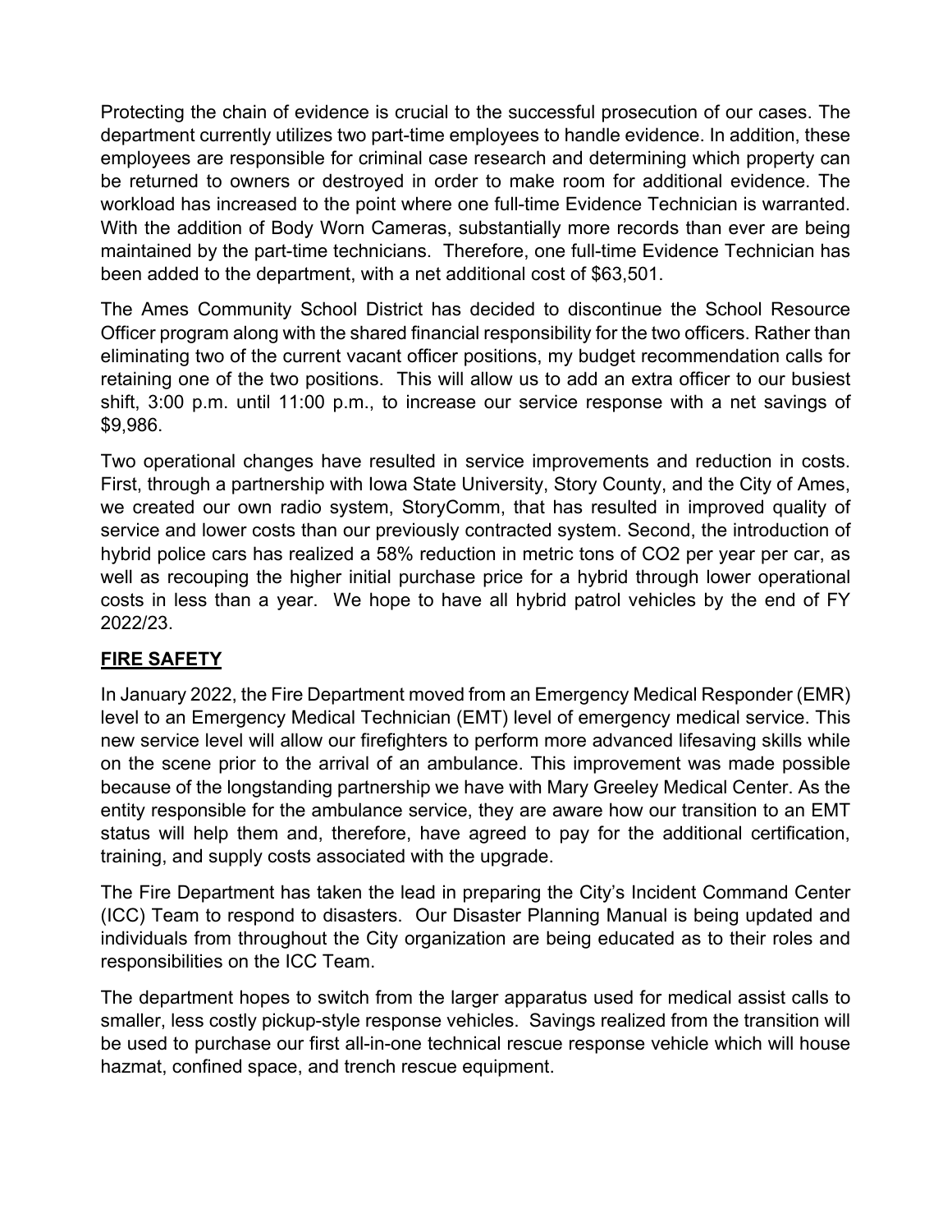Protecting the chain of evidence is crucial to the successful prosecution of our cases. The department currently utilizes two part-time employees to handle evidence. In addition, these employees are responsible for criminal case research and determining which property can be returned to owners or destroyed in order to make room for additional evidence. The workload has increased to the point where one full-time Evidence Technician is warranted. With the addition of Body Worn Cameras, substantially more records than ever are being maintained by the part-time technicians. Therefore, one full-time Evidence Technician has been added to the department, with a net additional cost of $63,501.

The Ames Community School District has decided to discontinue the School Resource Officer program along with the shared financial responsibility for the two officers. Rather than eliminating two of the current vacant officer positions, my budget recommendation calls for retaining one of the two positions. This will allow us to add an extra officer to our busiest shift, 3:00 p.m. until 11:00 p.m., to increase our service response with a net savings of $9,986.

Two operational changes have resulted in service improvements and reduction in costs. First, through a partnership with Iowa State University, Story County, and the City of Ames, we created our own radio system, StoryComm, that has resulted in improved quality of service and lower costs than our previously contracted system. Second, the introduction of hybrid police cars has realized a 58% reduction in metric tons of $CO_2$ per year per car, as well as recouping the higher initial purchase price for a hybrid through lower operational costs in less than a year. We hope to have all hybrid patrol vehicles by the end of FY 2022/23.

## FIRE SAFETY

In January 2022, the Fire Department moved from an Emergency Medical Responder (EMR) level to an Emergency Medical Technician (EMT) level of emergency medical service. This new service level will allow our firefighters to perform more advanced lifesaving skills while on the scene prior to the arrival of an ambulance. This improvement was made possible because of the longstanding partnership we have with Mary Greeley Medical Center. As the entity responsible for the ambulance service, they are aware how our transition to an EMT status will help them and, therefore, have agreed to pay for the additional certification, training, and supply costs associated with the upgrade.

The Fire Department has taken the lead in preparing the City's Incident Command Center (ICC) Team to respond to disasters. Our Disaster Planning Manual is being updated and individuals from throughout the City organization are being educated as to their roles and responsibilities on the ICC Team.

The department hopes to switch from the larger apparatus used for medical assist calls to smaller, less costly pickup-style response vehicles. Savings realized from the transition will be used to purchase our first all-in-one technical rescue response vehicle which will house hazmat, confined space, and trench rescue equipment.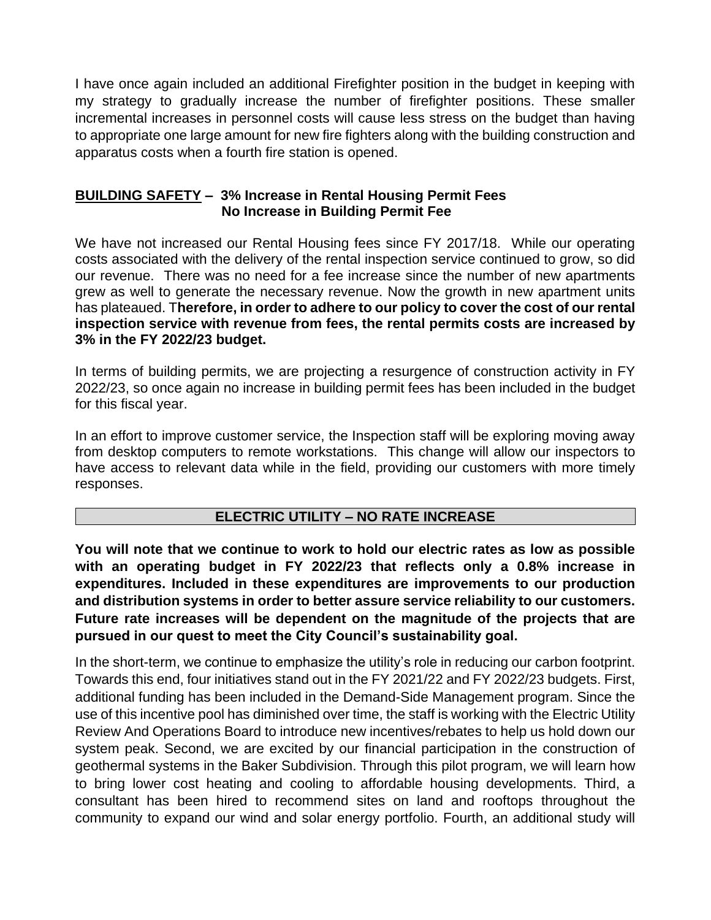I have once again included an additional Firefighter position in the budget in keeping with my strategy to gradually increase the number of firefighter positions. These smaller incremental increases in personnel costs will cause less stress on the budget than having to appropriate one large amount for new fire fighters along with the building construction and apparatus costs when a fourth fire station is opened.

**<u>BUILDING SAFETY</u> – 3% Increase in Rental Housing Permit Fees**
**No Increase in Building Permit Fee**

We have not increased our Rental Housing fees since FY 2017/18. While our operating costs associated with the delivery of the rental inspection service continued to grow, so did our revenue. There was no need for a fee increase since the number of new apartments grew as well to generate the necessary revenue. Now the growth in new apartment units has plateaued. T**herefore, in order to adhere to our policy to cover the cost of our rental inspection service with revenue from fees, the rental permits costs are increased by 3% in the FY 2022/23 budget.**

In terms of building permits, we are projecting a resurgence of construction activity in FY 2022/23, so once again no increase in building permit fees has been included in the budget for this fiscal year.

In an effort to improve customer service, the Inspection staff will be exploring moving away from desktop computers to remote workstations. This change will allow our inspectors to have access to relevant data while in the field, providing our customers with more timely responses.

## ELECTRIC UTILITY – NO RATE INCREASE

**You will note that we continue to work to hold our electric rates as low as possible with an operating budget in FY 2022/23 that reflects only a 0.8% increase in expenditures. Included in these expenditures are improvements to our production and distribution systems in order to better assure service reliability to our customers. Future rate increases will be dependent on the magnitude of the projects that are pursued in our quest to meet the City Council's sustainability goal.**

In the short-term, we continue to emphasize the utility's role in reducing our carbon footprint. Towards this end, four initiatives stand out in the FY 2021/22 and FY 2022/23 budgets. First, additional funding has been included in the Demand-Side Management program. Since the use of this incentive pool has diminished over time, the staff is working with the Electric Utility Review And Operations Board to introduce new incentives/rebates to help us hold down our system peak. Second, we are excited by our financial participation in the construction of geothermal systems in the Baker Subdivision. Through this pilot program, we will learn how to bring lower cost heating and cooling to affordable housing developments. Third, a consultant has been hired to recommend sites on land and rooftops throughout the community to expand our wind and solar energy portfolio. Fourth, an additional study will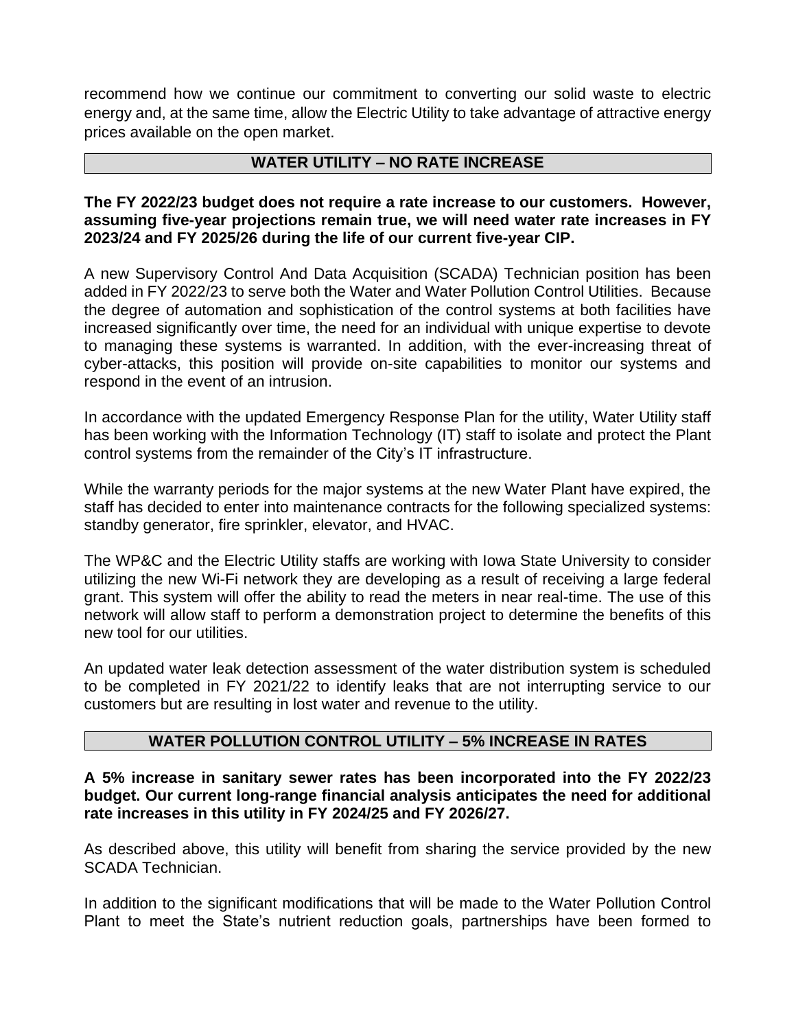recommend how we continue our commitment to converting our solid waste to electric energy and, at the same time, allow the Electric Utility to take advantage of attractive energy prices available on the open market.

## WATER UTILITY – NO RATE INCREASE

**The FY 2022/23 budget does not require a rate increase to our customers. However, assuming five-year projections remain true, we will need water rate increases in FY 2023/24 and FY 2025/26 during the life of our current five-year CIP.**

A new Supervisory Control And Data Acquisition (SCADA) Technician position has been added in FY 2022/23 to serve both the Water and Water Pollution Control Utilities. Because the degree of automation and sophistication of the control systems at both facilities have increased significantly over time, the need for an individual with unique expertise to devote to managing these systems is warranted. In addition, with the ever-increasing threat of cyber-attacks, this position will provide on-site capabilities to monitor our systems and respond in the event of an intrusion.

In accordance with the updated Emergency Response Plan for the utility, Water Utility staff has been working with the Information Technology (IT) staff to isolate and protect the Plant control systems from the remainder of the City's IT infrastructure.

While the warranty periods for the major systems at the new Water Plant have expired, the staff has decided to enter into maintenance contracts for the following specialized systems: standby generator, fire sprinkler, elevator, and HVAC.

The WP&C and the Electric Utility staffs are working with Iowa State University to consider utilizing the new Wi-Fi network they are developing as a result of receiving a large federal grant. This system will offer the ability to read the meters in near real-time. The use of this network will allow staff to perform a demonstration project to determine the benefits of this new tool for our utilities.

An updated water leak detection assessment of the water distribution system is scheduled to be completed in FY 2021/22 to identify leaks that are not interrupting service to our customers but are resulting in lost water and revenue to the utility.

## WATER POLLUTION CONTROL UTILITY – 5% INCREASE IN RATES

**A 5% increase in sanitary sewer rates has been incorporated into the FY 2022/23 budget. Our current long-range financial analysis anticipates the need for additional rate increases in this utility in FY 2024/25 and FY 2026/27.**

As described above, this utility will benefit from sharing the service provided by the new SCADA Technician.

In addition to the significant modifications that will be made to the Water Pollution Control Plant to meet the State's nutrient reduction goals, partnerships have been formed to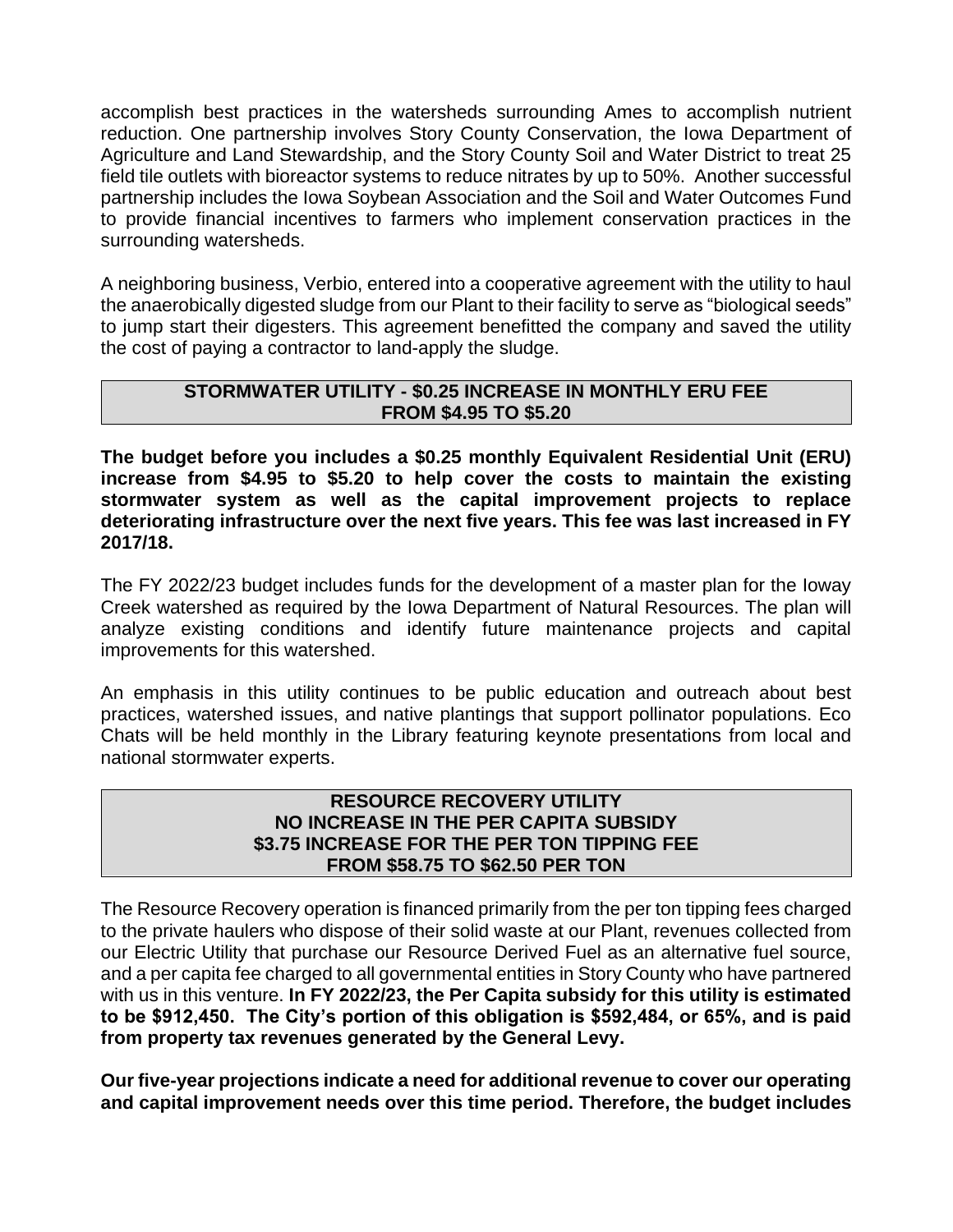accomplish best practices in the watersheds surrounding Ames to accomplish nutrient reduction. One partnership involves Story County Conservation, the Iowa Department of Agriculture and Land Stewardship, and the Story County Soil and Water District to treat 25 field tile outlets with bioreactor systems to reduce nitrates by up to 50%. Another successful partnership includes the Iowa Soybean Association and the Soil and Water Outcomes Fund to provide financial incentives to farmers who implement conservation practices in the surrounding watersheds.

A neighboring business, Verbio, entered into a cooperative agreement with the utility to haul the anaerobically digested sludge from our Plant to their facility to serve as "biological seeds" to jump start their digesters. This agreement benefitted the company and saved the utility the cost of paying a contractor to land-apply the sludge.

## STORMWATER UTILITY - $0.25 INCREASE IN MONTHLY ERU FEE FROM $4.95 TO $5.20

**The budget before you includes a $0.25 monthly Equivalent Residential Unit (ERU) increase from $4.95 to $5.20 to help cover the costs to maintain the existing stormwater system as well as the capital improvement projects to replace deteriorating infrastructure over the next five years. This fee was last increased in FY 2017/18.**

The FY 2022/23 budget includes funds for the development of a master plan for the Ioway Creek watershed as required by the Iowa Department of Natural Resources. The plan will analyze existing conditions and identify future maintenance projects and capital improvements for this watershed.

An emphasis in this utility continues to be public education and outreach about best practices, watershed issues, and native plantings that support pollinator populations. Eco Chats will be held monthly in the Library featuring keynote presentations from local and national stormwater experts.

## RESOURCE RECOVERY UTILITY NO INCREASE IN THE PER CAPITA SUBSIDY $3.75 INCREASE FOR THE PER TON TIPPING FEE FROM $58.75 TO $62.50 PER TON

The Resource Recovery operation is financed primarily from the per ton tipping fees charged to the private haulers who dispose of their solid waste at our Plant, revenues collected from our Electric Utility that purchase our Resource Derived Fuel as an alternative fuel source, and a per capita fee charged to all governmental entities in Story County who have partnered with us in this venture. **In FY 2022/23, the Per Capita subsidy for this utility is estimated to be $912,450. The City's portion of this obligation is $592,484, or 65%, and is paid from property tax revenues generated by the General Levy.**

**Our five-year projections indicate a need for additional revenue to cover our operating and capital improvement needs over this time period. Therefore, the budget includes**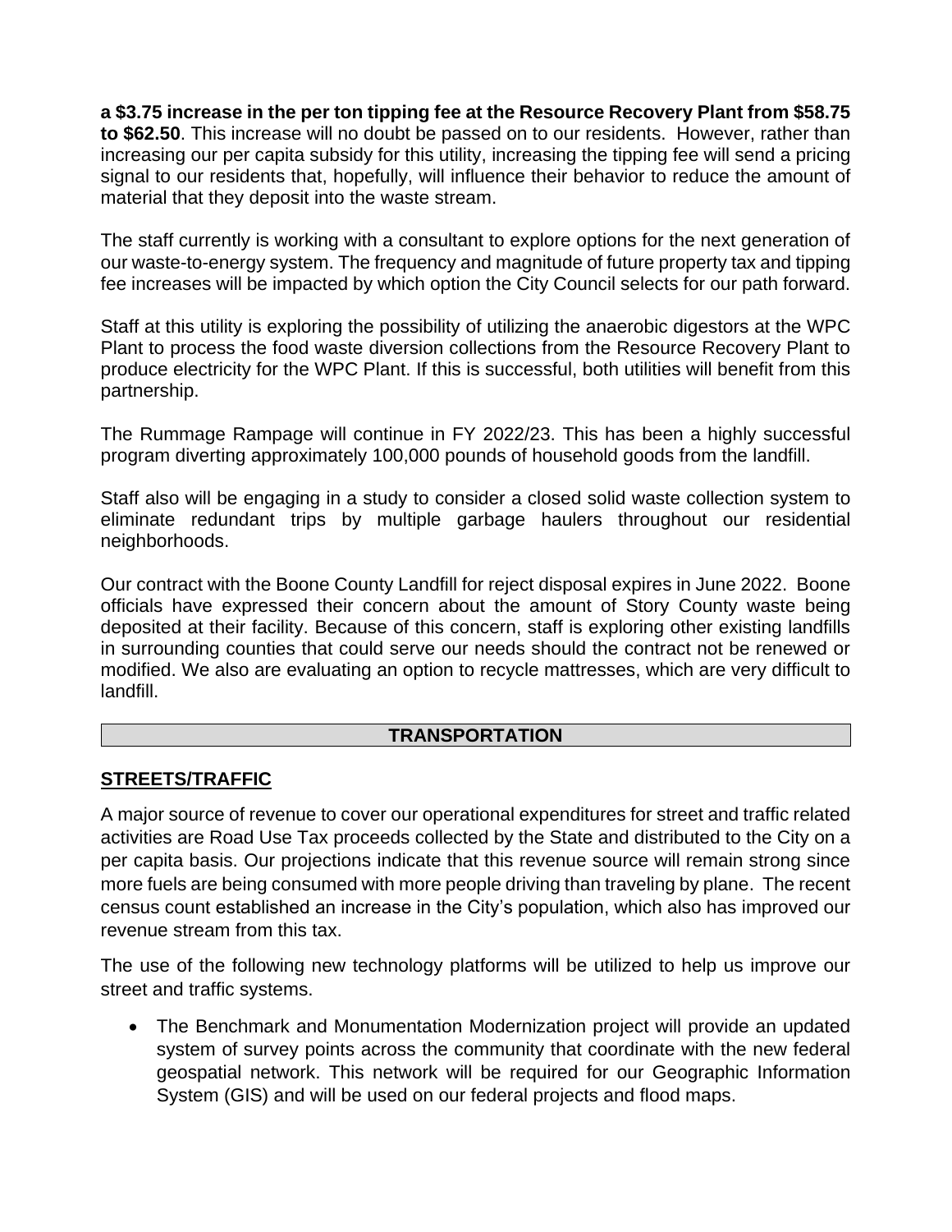**a $3.75 increase in the per ton tipping fee at the Resource Recovery Plant from $58.75 to $62.50**. This increase will no doubt be passed on to our residents. However, rather than increasing our per capita subsidy for this utility, increasing the tipping fee will send a pricing signal to our residents that, hopefully, will influence their behavior to reduce the amount of material that they deposit into the waste stream.

The staff currently is working with a consultant to explore options for the next generation of our waste-to-energy system. The frequency and magnitude of future property tax and tipping fee increases will be impacted by which option the City Council selects for our path forward.

Staff at this utility is exploring the possibility of utilizing the anaerobic digestors at the WPC Plant to process the food waste diversion collections from the Resource Recovery Plant to produce electricity for the WPC Plant. If this is successful, both utilities will benefit from this partnership.

The Rummage Rampage will continue in FY 2022/23. This has been a highly successful program diverting approximately 100,000 pounds of household goods from the landfill.

Staff also will be engaging in a study to consider a closed solid waste collection system to eliminate redundant trips by multiple garbage haulers throughout our residential neighborhoods.

Our contract with the Boone County Landfill for reject disposal expires in June 2022. Boone officials have expressed their concern about the amount of Story County waste being deposited at their facility. Because of this concern, staff is exploring other existing landfills in surrounding counties that could serve our needs should the contract not be renewed or modified. We also are evaluating an option to recycle mattresses, which are very difficult to landfill.

## TRANSPORTATION

### STREETS/TRAFFIC

A major source of revenue to cover our operational expenditures for street and traffic related activities are Road Use Tax proceeds collected by the State and distributed to the City on a per capita basis. Our projections indicate that this revenue source will remain strong since more fuels are being consumed with more people driving than traveling by plane. The recent census count established an increase in the City's population, which also has improved our revenue stream from this tax.

The use of the following new technology platforms will be utilized to help us improve our street and traffic systems.

- The Benchmark and Monumentation Modernization project will provide an updated system of survey points across the community that coordinate with the new federal geospatial network. This network will be required for our Geographic Information System (GIS) and will be used on our federal projects and flood maps.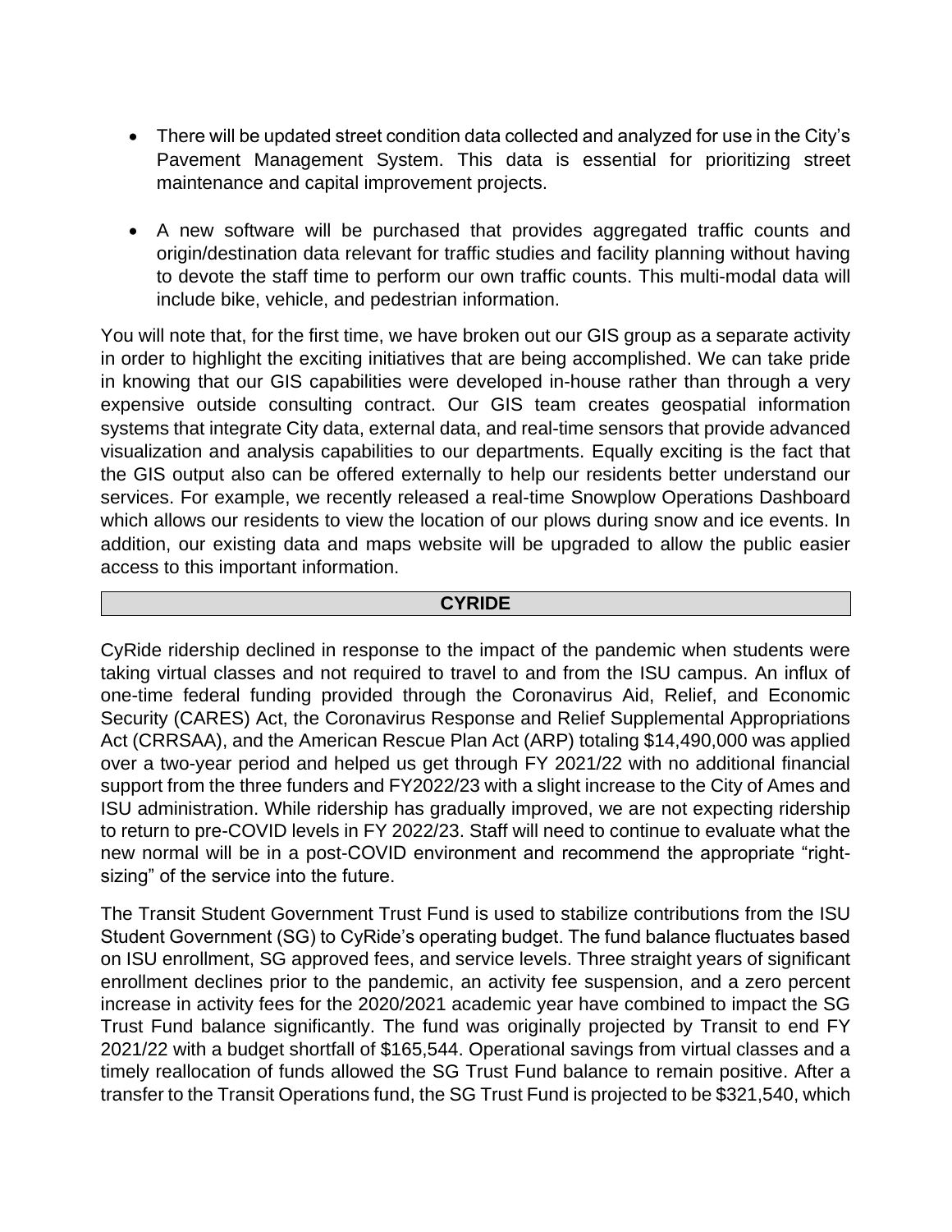- There will be updated street condition data collected and analyzed for use in the City's Pavement Management System. This data is essential for prioritizing street maintenance and capital improvement projects.

- A new software will be purchased that provides aggregated traffic counts and origin/destination data relevant for traffic studies and facility planning without having to devote the staff time to perform our own traffic counts. This multi-modal data will include bike, vehicle, and pedestrian information.

You will note that, for the first time, we have broken out our GIS group as a separate activity in order to highlight the exciting initiatives that are being accomplished. We can take pride in knowing that our GIS capabilities were developed in-house rather than through a very expensive outside consulting contract. Our GIS team creates geospatial information systems that integrate City data, external data, and real-time sensors that provide advanced visualization and analysis capabilities to our departments. Equally exciting is the fact that the GIS output also can be offered externally to help our residents better understand our services. For example, we recently released a real-time Snowplow Operations Dashboard which allows our residents to view the location of our plows during snow and ice events. In addition, our existing data and maps website will be upgraded to allow the public easier access to this important information.

## CYRIDE

CyRide ridership declined in response to the impact of the pandemic when students were taking virtual classes and not required to travel to and from the ISU campus. An influx of one-time federal funding provided through the Coronavirus Aid, Relief, and Economic Security (CARES) Act, the Coronavirus Response and Relief Supplemental Appropriations Act (CRRSAA), and the American Rescue Plan Act (ARP) totaling $14,490,000 was applied over a two-year period and helped us get through FY 2021/22 with no additional financial support from the three funders and FY2022/23 with a slight increase to the City of Ames and ISU administration. While ridership has gradually improved, we are not expecting ridership to return to pre-COVID levels in FY 2022/23. Staff will need to continue to evaluate what the new normal will be in a post-COVID environment and recommend the appropriate "right-sizing" of the service into the future.

The Transit Student Government Trust Fund is used to stabilize contributions from the ISU Student Government (SG) to CyRide's operating budget. The fund balance fluctuates based on ISU enrollment, SG approved fees, and service levels. Three straight years of significant enrollment declines prior to the pandemic, an activity fee suspension, and a zero percent increase in activity fees for the 2020/2021 academic year have combined to impact the SG Trust Fund balance significantly. The fund was originally projected by Transit to end FY 2021/22 with a budget shortfall of $165,544. Operational savings from virtual classes and a timely reallocation of funds allowed the SG Trust Fund balance to remain positive. After a transfer to the Transit Operations fund, the SG Trust Fund is projected to be $321,540, which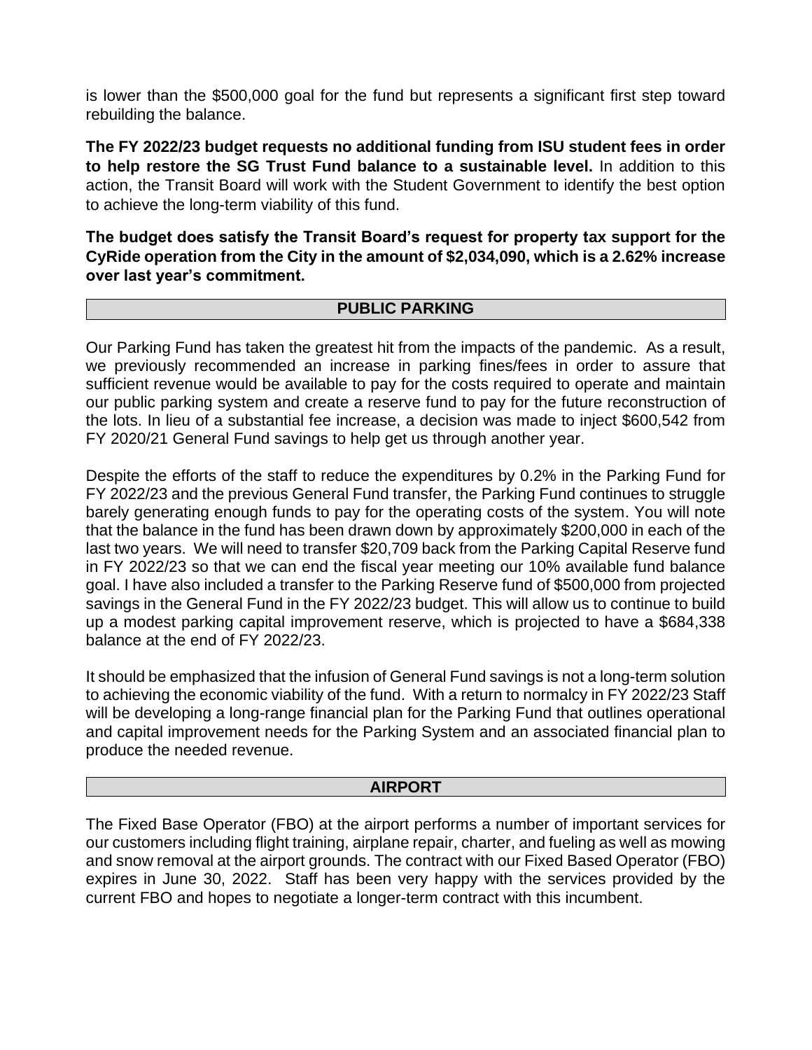is lower than the $500,000 goal for the fund but represents a significant first step toward rebuilding the balance.

**The FY 2022/23 budget requests no additional funding from ISU student fees in order to help restore the SG Trust Fund balance to a sustainable level.** In addition to this action, the Transit Board will work with the Student Government to identify the best option to achieve the long-term viability of this fund.

**The budget does satisfy the Transit Board's request for property tax support for the CyRide operation from the City in the amount of $2,034,090, which is a 2.62% increase over last year's commitment.**

## PUBLIC PARKING

Our Parking Fund has taken the greatest hit from the impacts of the pandemic. As a result, we previously recommended an increase in parking fines/fees in order to assure that sufficient revenue would be available to pay for the costs required to operate and maintain our public parking system and create a reserve fund to pay for the future reconstruction of the lots. In lieu of a substantial fee increase, a decision was made to inject $600,542 from FY 2020/21 General Fund savings to help get us through another year.

Despite the efforts of the staff to reduce the expenditures by 0.2% in the Parking Fund for FY 2022/23 and the previous General Fund transfer, the Parking Fund continues to struggle barely generating enough funds to pay for the operating costs of the system. You will note that the balance in the fund has been drawn down by approximately $200,000 in each of the last two years. We will need to transfer $20,709 back from the Parking Capital Reserve fund in FY 2022/23 so that we can end the fiscal year meeting our 10% available fund balance goal. I have also included a transfer to the Parking Reserve fund of $500,000 from projected savings in the General Fund in the FY 2022/23 budget. This will allow us to continue to build up a modest parking capital improvement reserve, which is projected to have a $684,338 balance at the end of FY 2022/23.

It should be emphasized that the infusion of General Fund savings is not a long-term solution to achieving the economic viability of the fund. With a return to normalcy in FY 2022/23 Staff will be developing a long-range financial plan for the Parking Fund that outlines operational and capital improvement needs for the Parking System and an associated financial plan to produce the needed revenue.

## AIRPORT

The Fixed Base Operator (FBO) at the airport performs a number of important services for our customers including flight training, airplane repair, charter, and fueling as well as mowing and snow removal at the airport grounds. The contract with our Fixed Based Operator (FBO) expires in June 30, 2022. Staff has been very happy with the services provided by the current FBO and hopes to negotiate a longer-term contract with this incumbent.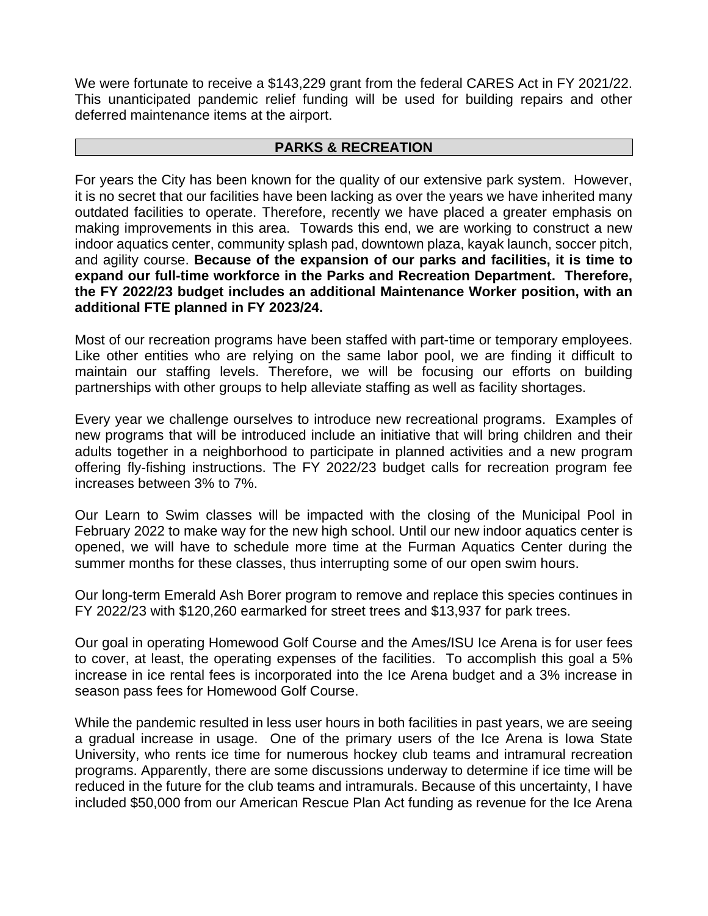We were fortunate to receive a $143,229 grant from the federal CARES Act in FY 2021/22. This unanticipated pandemic relief funding will be used for building repairs and other deferred maintenance items at the airport.

## PARKS & RECREATION

For years the City has been known for the quality of our extensive park system. However, it is no secret that our facilities have been lacking as over the years we have inherited many outdated facilities to operate. Therefore, recently we have placed a greater emphasis on making improvements in this area. Towards this end, we are working to construct a new indoor aquatics center, community splash pad, downtown plaza, kayak launch, soccer pitch, and agility course. **Because of the expansion of our parks and facilities, it is time to expand our full-time workforce in the Parks and Recreation Department. Therefore, the FY 2022/23 budget includes an additional Maintenance Worker position, with an additional FTE planned in FY 2023/24.**

Most of our recreation programs have been staffed with part-time or temporary employees. Like other entities who are relying on the same labor pool, we are finding it difficult to maintain our staffing levels. Therefore, we will be focusing our efforts on building partnerships with other groups to help alleviate staffing as well as facility shortages.

Every year we challenge ourselves to introduce new recreational programs. Examples of new programs that will be introduced include an initiative that will bring children and their adults together in a neighborhood to participate in planned activities and a new program offering fly-fishing instructions. The FY 2022/23 budget calls for recreation program fee increases between 3% to 7%.

Our Learn to Swim classes will be impacted with the closing of the Municipal Pool in February 2022 to make way for the new high school. Until our new indoor aquatics center is opened, we will have to schedule more time at the Furman Aquatics Center during the summer months for these classes, thus interrupting some of our open swim hours.

Our long-term Emerald Ash Borer program to remove and replace this species continues in FY 2022/23 with $120,260 earmarked for street trees and $13,937 for park trees.

Our goal in operating Homewood Golf Course and the Ames/ISU Ice Arena is for user fees to cover, at least, the operating expenses of the facilities. To accomplish this goal a 5% increase in ice rental fees is incorporated into the Ice Arena budget and a 3% increase in season pass fees for Homewood Golf Course.

While the pandemic resulted in less user hours in both facilities in past years, we are seeing a gradual increase in usage. One of the primary users of the Ice Arena is Iowa State University, who rents ice time for numerous hockey club teams and intramural recreation programs. Apparently, there are some discussions underway to determine if ice time will be reduced in the future for the club teams and intramurals. Because of this uncertainty, I have included $50,000 from our American Rescue Plan Act funding as revenue for the Ice Arena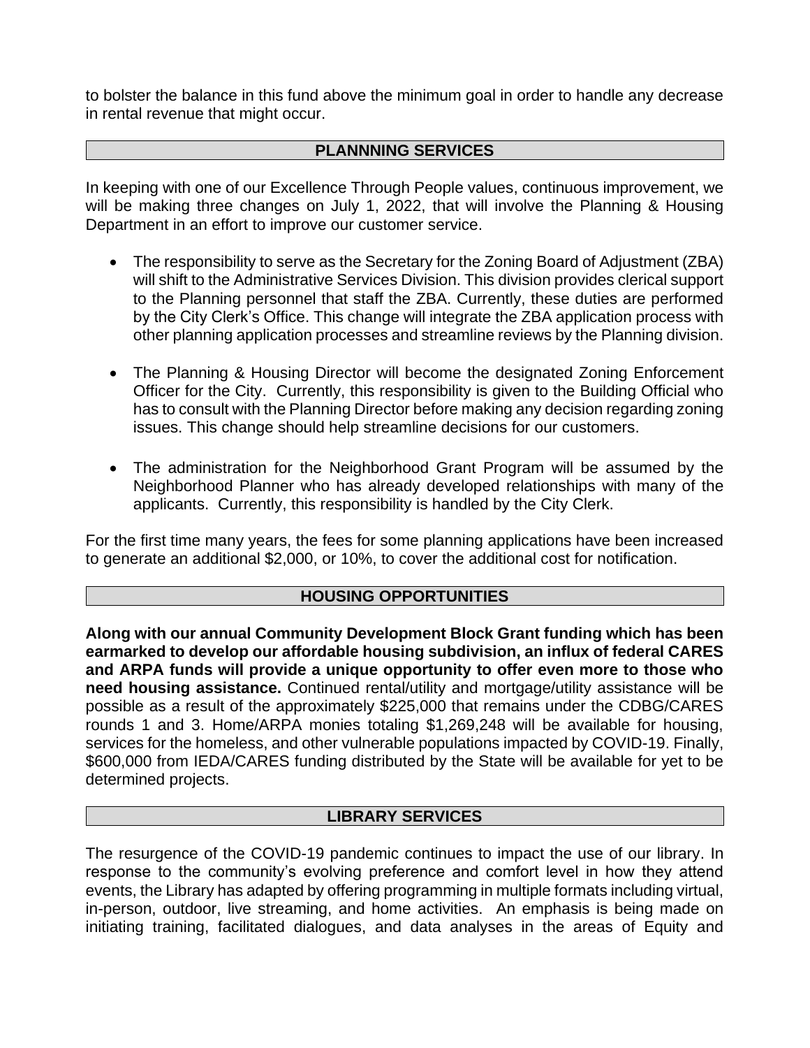to bolster the balance in this fund above the minimum goal in order to handle any decrease in rental revenue that might occur.

## PLANNNING SERVICES

In keeping with one of our Excellence Through People values, continuous improvement, we will be making three changes on July 1, 2022, that will involve the Planning & Housing Department in an effort to improve our customer service.

- The responsibility to serve as the Secretary for the Zoning Board of Adjustment (ZBA) will shift to the Administrative Services Division. This division provides clerical support to the Planning personnel that staff the ZBA. Currently, these duties are performed by the City Clerk's Office. This change will integrate the ZBA application process with other planning application processes and streamline reviews by the Planning division.

- The Planning & Housing Director will become the designated Zoning Enforcement Officer for the City. Currently, this responsibility is given to the Building Official who has to consult with the Planning Director before making any decision regarding zoning issues. This change should help streamline decisions for our customers.

- The administration for the Neighborhood Grant Program will be assumed by the Neighborhood Planner who has already developed relationships with many of the applicants. Currently, this responsibility is handled by the City Clerk.

For the first time many years, the fees for some planning applications have been increased to generate an additional $2,000, or 10%, to cover the additional cost for notification.

## HOUSING OPPORTUNITIES

**Along with our annual Community Development Block Grant funding which has been earmarked to develop our affordable housing subdivision, an influx of federal CARES and ARPA funds will provide a unique opportunity to offer even more to those who need housing assistance.** Continued rental/utility and mortgage/utility assistance will be possible as a result of the approximately $225,000 that remains under the CDBG/CARES rounds 1 and 3. Home/ARPA monies totaling $1,269,248 will be available for housing, services for the homeless, and other vulnerable populations impacted by COVID-19. Finally, $600,000 from IEDA/CARES funding distributed by the State will be available for yet to be determined projects.

## LIBRARY SERVICES

The resurgence of the COVID-19 pandemic continues to impact the use of our library. In response to the community's evolving preference and comfort level in how they attend events, the Library has adapted by offering programming in multiple formats including virtual, in-person, outdoor, live streaming, and home activities. An emphasis is being made on initiating training, facilitated dialogues, and data analyses in the areas of Equity and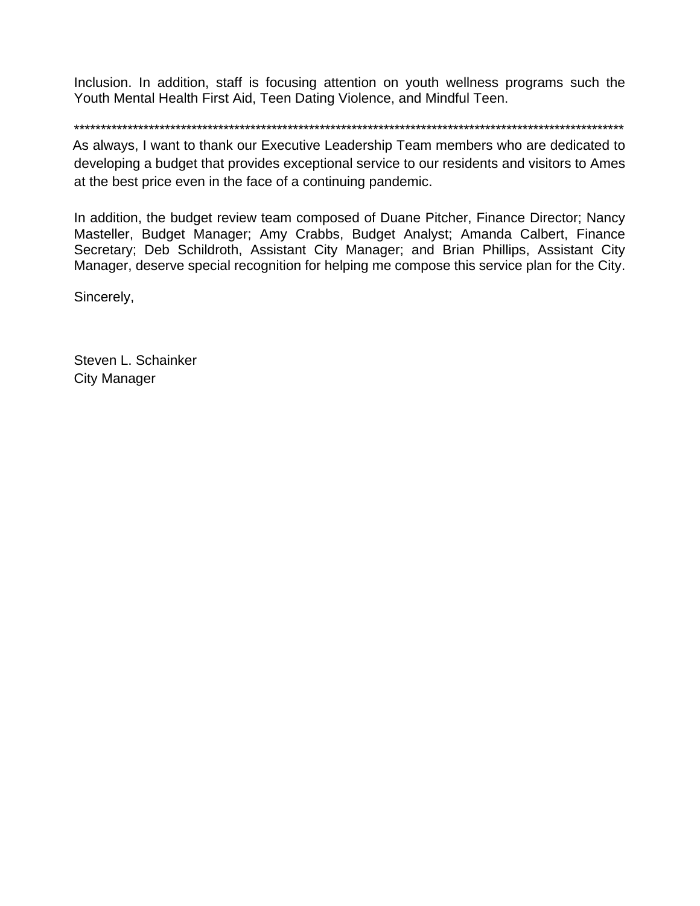Inclusion. In addition, staff is focusing attention on youth wellness programs such the Youth Mental Health First Aid, Teen Dating Violence, and Mindful Teen.

*************************************************************************************************************

As always, I want to thank our Executive Leadership Team members who are dedicated to developing a budget that provides exceptional service to our residents and visitors to Ames at the best price even in the face of a continuing pandemic.

In addition, the budget review team composed of Duane Pitcher, Finance Director; Nancy Masteller, Budget Manager; Amy Crabbs, Budget Analyst; Amanda Calbert, Finance Secretary; Deb Schildroth, Assistant City Manager; and Brian Phillips, Assistant City Manager, deserve special recognition for helping me compose this service plan for the City.

Sincerely,

Steven L. Schainker
City Manager